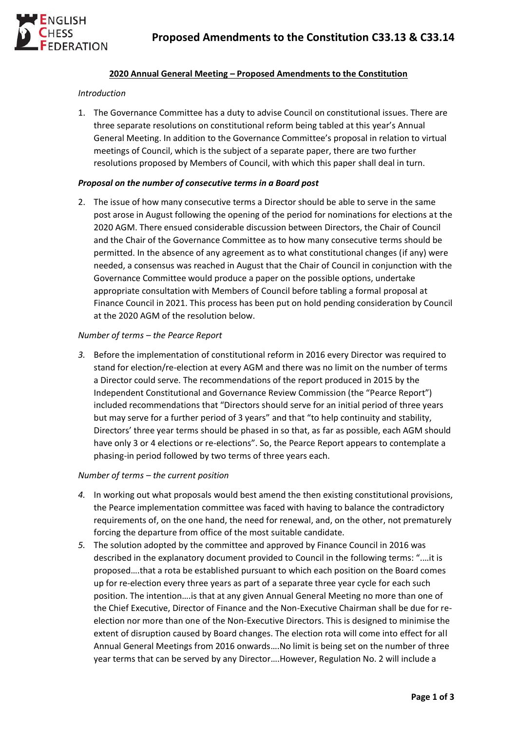# Proposed Amendments to the Constitution C33.13 & C33.14

## 2020 Annual General Meeting – Proposed Amendments to the Constitution

*Introduction*

1. The Governance Committee has a duty to advise Council on constitutional issues. There are three separate resolutions on constitutional reform being tabled at this year's Annual General Meeting. In addition to the Governance Committee's proposal in relation to virtual meetings of Council, which is the subject of a separate paper, there are two further resolutions proposed by Members of Council, with which this paper shall deal in turn.

***Proposal on the number of consecutive terms in a Board post***

2. The issue of how many consecutive terms a Director should be able to serve in the same post arose in August following the opening of the period for nominations for elections at the 2020 AGM. There ensued considerable discussion between Directors, the Chair of Council and the Chair of the Governance Committee as to how many consecutive terms should be permitted. In the absence of any agreement as to what constitutional changes (if any) were needed, a consensus was reached in August that the Chair of Council in conjunction with the Governance Committee would produce a paper on the possible options, undertake appropriate consultation with Members of Council before tabling a formal proposal at Finance Council in 2021. This process has been put on hold pending consideration by Council at the 2020 AGM of the resolution below.

*Number of terms – the Pearce Report*

3. Before the implementation of constitutional reform in 2016 every Director was required to stand for election/re-election at every AGM and there was no limit on the number of terms a Director could serve. The recommendations of the report produced in 2015 by the Independent Constitutional and Governance Review Commission (the "Pearce Report") included recommendations that "Directors should serve for an initial period of three years but may serve for a further period of 3 years" and that "to help continuity and stability, Directors' three year terms should be phased in so that, as far as possible, each AGM should have only 3 or 4 elections or re-elections". So, the Pearce Report appears to contemplate a phasing-in period followed by two terms of three years each.

*Number of terms – the current position*

4. In working out what proposals would best amend the then existing constitutional provisions, the Pearce implementation committee was faced with having to balance the contradictory requirements of, on the one hand, the need for renewal, and, on the other, not prematurely forcing the departure from office of the most suitable candidate.
5. The solution adopted by the committee and approved by Finance Council in 2016 was described in the explanatory document provided to Council in the following terms: "….it is proposed….that a rota be established pursuant to which each position on the Board comes up for re-election every three years as part of a separate three year cycle for each such position. The intention….is that at any given Annual General Meeting no more than one of the Chief Executive, Director of Finance and the Non-Executive Chairman shall be due for re-election nor more than one of the Non-Executive Directors. This is designed to minimise the extent of disruption caused by Board changes. The election rota will come into effect for all Annual General Meetings from 2016 onwards….No limit is being set on the number of three year terms that can be served by any Director….However, Regulation No. 2 will include a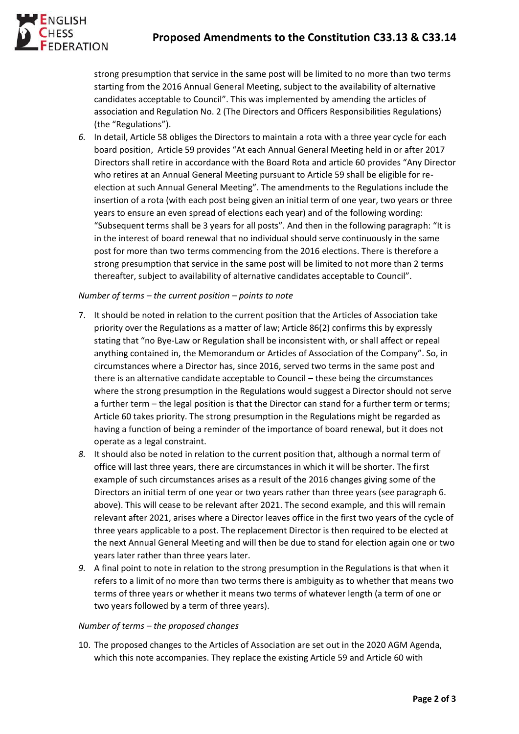strong presumption that service in the same post will be limited to no more than two terms starting from the 2016 Annual General Meeting, subject to the availability of alternative candidates acceptable to Council". This was implemented by amending the articles of association and Regulation No. 2 (The Directors and Officers Responsibilities Regulations) (the "Regulations").

6. In detail, Article 58 obliges the Directors to maintain a rota with a three year cycle for each board position, Article 59 provides "At each Annual General Meeting held in or after 2017 Directors shall retire in accordance with the Board Rota and article 60 provides "Any Director who retires at an Annual General Meeting pursuant to Article 59 shall be eligible for re-election at such Annual General Meeting". The amendments to the Regulations include the insertion of a rota (with each post being given an initial term of one year, two years or three years to ensure an even spread of elections each year) and of the following wording: "Subsequent terms shall be 3 years for all posts". And then in the following paragraph: "It is in the interest of board renewal that no individual should serve continuously in the same post for more than two terms commencing from the 2016 elections. There is therefore a strong presumption that service in the same post will be limited to not more than 2 terms thereafter, subject to availability of alternative candidates acceptable to Council".

*Number of terms – the current position – points to note*

7. It should be noted in relation to the current position that the Articles of Association take priority over the Regulations as a matter of law; Article 86(2) confirms this by expressly stating that "no Bye-Law or Regulation shall be inconsistent with, or shall affect or repeal anything contained in, the Memorandum or Articles of Association of the Company". So, in circumstances where a Director has, since 2016, served two terms in the same post and there is an alternative candidate acceptable to Council – these being the circumstances where the strong presumption in the Regulations would suggest a Director should not serve a further term – the legal position is that the Director can stand for a further term or terms; Article 60 takes priority. The strong presumption in the Regulations might be regarded as having a function of being a reminder of the importance of board renewal, but it does not operate as a legal constraint.

8. It should also be noted in relation to the current position that, although a normal term of office will last three years, there are circumstances in which it will be shorter. The first example of such circumstances arises as a result of the 2016 changes giving some of the Directors an initial term of one year or two years rather than three years (see paragraph 6. above). This will cease to be relevant after 2021. The second example, and this will remain relevant after 2021, arises where a Director leaves office in the first two years of the cycle of three years applicable to a post. The replacement Director is then required to be elected at the next Annual General Meeting and will then be due to stand for election again one or two years later rather than three years later.

9. A final point to note in relation to the strong presumption in the Regulations is that when it refers to a limit of no more than two terms there is ambiguity as to whether that means two terms of three years or whether it means two terms of whatever length (a term of one or two years followed by a term of three years).

*Number of terms – the proposed changes*

10. The proposed changes to the Articles of Association are set out in the 2020 AGM Agenda, which this note accompanies. They replace the existing Article 59 and Article 60 with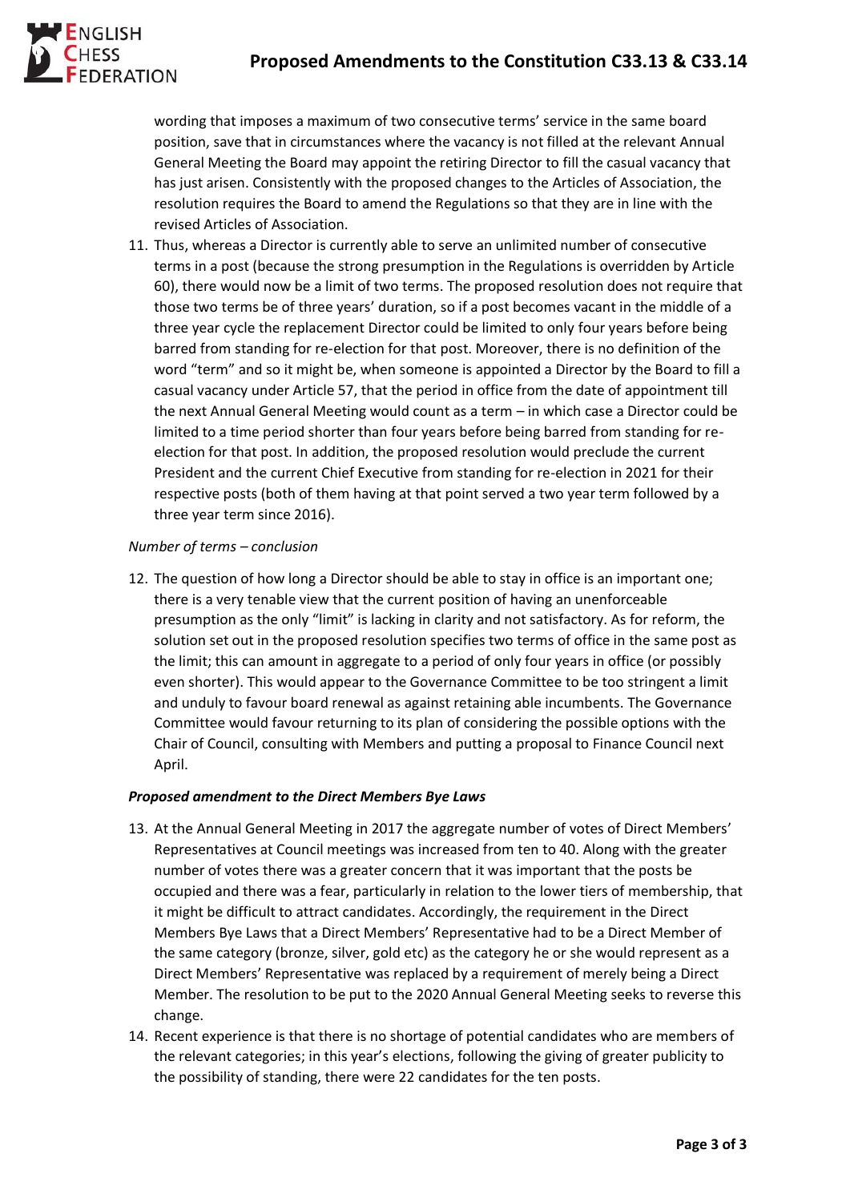wording that imposes a maximum of two consecutive terms' service in the same board position, save that in circumstances where the vacancy is not filled at the relevant Annual General Meeting the Board may appoint the retiring Director to fill the casual vacancy that has just arisen. Consistently with the proposed changes to the Articles of Association, the resolution requires the Board to amend the Regulations so that they are in line with the revised Articles of Association.

11. Thus, whereas a Director is currently able to serve an unlimited number of consecutive terms in a post (because the strong presumption in the Regulations is overridden by Article 60), there would now be a limit of two terms. The proposed resolution does not require that those two terms be of three years' duration, so if a post becomes vacant in the middle of a three year cycle the replacement Director could be limited to only four years before being barred from standing for re-election for that post. Moreover, there is no definition of the word "term" and so it might be, when someone is appointed a Director by the Board to fill a casual vacancy under Article 57, that the period in office from the date of appointment till the next Annual General Meeting would count as a term – in which case a Director could be limited to a time period shorter than four years before being barred from standing for re-election for that post. In addition, the proposed resolution would preclude the current President and the current Chief Executive from standing for re-election in 2021 for their respective posts (both of them having at that point served a two year term followed by a three year term since 2016).

*Number of terms – conclusion*

12. The question of how long a Director should be able to stay in office is an important one; there is a very tenable view that the current position of having an unenforceable presumption as the only "limit" is lacking in clarity and not satisfactory. As for reform, the solution set out in the proposed resolution specifies two terms of office in the same post as the limit; this can amount in aggregate to a period of only four years in office (or possibly even shorter). This would appear to the Governance Committee to be too stringent a limit and unduly to favour board renewal as against retaining able incumbents. The Governance Committee would favour returning to its plan of considering the possible options with the Chair of Council, consulting with Members and putting a proposal to Finance Council next April.

***Proposed amendment to the Direct Members Bye Laws***

13. At the Annual General Meeting in 2017 the aggregate number of votes of Direct Members' Representatives at Council meetings was increased from ten to 40. Along with the greater number of votes there was a greater concern that it was important that the posts be occupied and there was a fear, particularly in relation to the lower tiers of membership, that it might be difficult to attract candidates. Accordingly, the requirement in the Direct Members Bye Laws that a Direct Members' Representative had to be a Direct Member of the same category (bronze, silver, gold etc) as the category he or she would represent as a Direct Members' Representative was replaced by a requirement of merely being a Direct Member. The resolution to be put to the 2020 Annual General Meeting seeks to reverse this change.

14. Recent experience is that there is no shortage of potential candidates who are members of the relevant categories; in this year's elections, following the giving of greater publicity to the possibility of standing, there were 22 candidates for the ten posts.